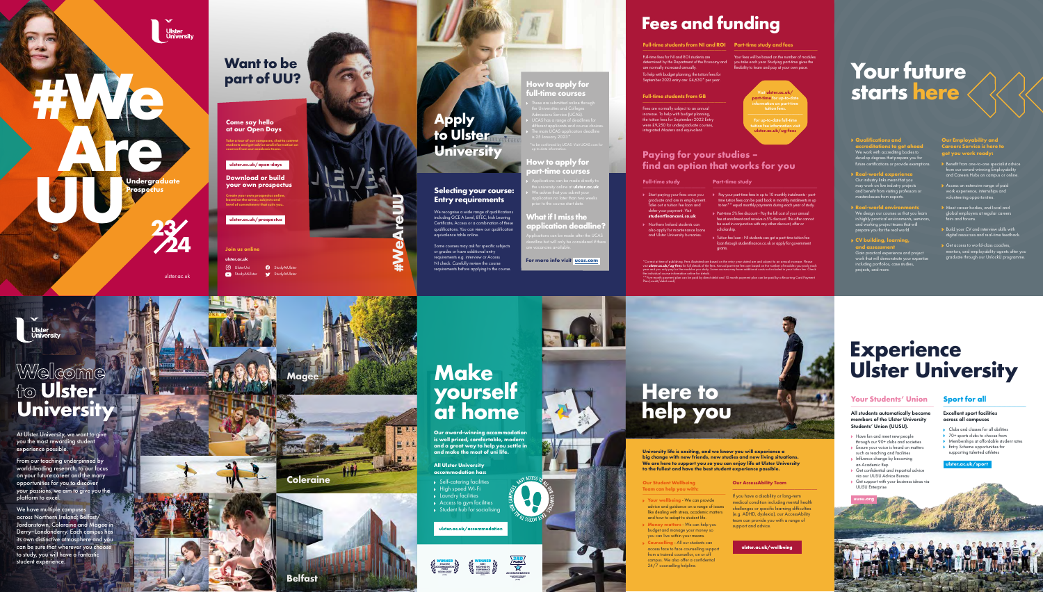# #We Are UU

Ulster University

Undergraduate Prospectus

23/24

ulster.ac.uk

## Want to be part of UU?

### Come say hello at our Open Days

Take a tour of our campuses, chat to current students and get advice and information on courses from our academic team.

ulster.ac.uk/open-days

### Download or build your own prospectus

Create your own prospectus online, based on the areas, subjects and level of commitment that suits you.

ulster.ac.uk/prospectus

### Join us online

ulster.ac.uk

UlsterUni · StudyAtUlster · StudyAtUlster · StudyAtUlster

## Apply to Ulster University

#WeAreUU

### How to apply for full-time courses

- These are submitted online through the Universities and Colleges Admissions Service (UCAS).
- UCAS has a range of deadlines for different applicants and course choices.
- The main UCAS application deadline is 25 January 2023*.

*To be confirmed by UCAS. Visit UCAS.com for up to date information.

### How to apply for part-time courses

- Applications can be made directly to the university online at **ulster.ac.uk**.
- We advise that you submit your application no later than two weeks prior to the course start date.

### Selecting your course: Entry requirements

We recognise a wide range of qualifications including GCE A Level, BTEC, Irish Leaving Certificate, Access or a combination of these qualifications. You can view our qualification equivalence table online.

Some courses may ask for specific subjects or grades or have additional entry requirements e.g. interview or Access NI check. Carefully review the course requirements before applying to the course.

### What if I miss the application deadline?

Applications can be made after the UCAS deadline but will only be considered if there are vacancies available.

**For more info visit ucas.com**

## Fees and funding

### Full-time students from NI and ROI

Full-time fees for NI and ROI students are determined by the Department of the Economy and are normally increased annually.

To help with budget planning, the tuition fees for September 2022 entry are: £4,630* per year.

### Full-time students from GB

Fees are normally subject to an annual increase. To help with budget planning, the tuition fees for September 2022 Entry were £9,250 for undergraduate courses, integrated Masters and equivalent.

### Part-time study and fees

Your fees will be based on the number of modules you take each year. Studying part-time gives the flexibility to learn and pay at your own pace.

Visit ulster.ac.uk/part-time for up-to-date information on part-time tuition fees.

For up-to-date full-time tuition fee information visit ulster.ac.uk/ug-fees

### Paying for your studies – find an option that works for you

#### Full-time study

- Start paying your fees once you graduate and are in employment. Take out a tuition fee loan and defer your payment. Visit **studentfinanceni.co.uk**
- Northern Ireland students can also apply for maintenance loans and Ulster University bursaries.

#### Part-time study

- Pay your part-time fees in up to 10 monthly instalments - part-time tuition fees can be paid back in monthly instalments in up to ten** equal monthly payments during each year of study.
- Part-time 5% fee discount - Pay the full cost of your annual fee at enrolment and receive a 5% discount. This offer cannot be used in conjunction with any other discount, offer or scholarship.
- Tuition fee loan - NI students can get a part-time tuition fee loan through studentfinance.co.uk or apply for government grants.

*Correct at time of publishing. Fees illustrated are based on the entry year stated and are subject to an annual increase. Please visit **ulster.ac.uk/ug-fees** for full details of the fees. Annual part-time fees are based on the number of modules you study each year and you only pay for the modules you study. Some courses may have additional costs not included in your tuition fee. Check the individual course information online for details.

**Five month payment plan can be paid by direct debit and 10 month payment plan can be paid by a Recurring Card Payment Plan (credit/debit card).

## Your future starts here

### Qualifications and accreditations to get ahead

We work with accrediting bodies to develop degrees that prepare you for future certifications or provide exemptions.

### Real-world experience

Our industry links mean that you may work on live industry projects and benefit from visiting professors or masterclasses from experts.

### Real-world environments

We design our courses so that you learn in highly practical environments, seminars, and working project teams that will prepare you for the real world.

### CV building, learning, and assessment

Gain practical experience and project work that will demonstrate your expertise including portfolios, case studies, projects, and more.

### Our Employability and Careers Service is here to get you work ready:

- Benefit from one-to-one specialist advice from our award-winning Employability and Careers Hubs on campus or online.
- Access an extensive range of paid work experience, internships and volunteering opportunities.
- Meet career bodies, and local and global employers at regular careers fairs and forums.
- Build your CV and interview skills with digital resources and real-time feedback.
- Get access to world-class coaches, mentors, and employability agents after you graduate through our UnlockU programme.

## Welcome to Ulster University

At Ulster University, we want to give you the most rewarding student experience possible.

From our teaching underpinned by world-leading research, to our focus on your future career and the many opportunities for you to discover your passions, we aim to give you the platform to excel.

We have multiple campuses across Northern Ireland; Belfast, Jordanstown, Coleraine and Magee in Derry~Londonderry. Each campus has its own distinctive atmosphere and you can be sure that wherever you choose to study, you will have a fantastic student experience.

Magee

Coleraine

Belfast

## Make yourself at home

Our award-winning accommodation is well priced, comfortable, modern and a great way to help you settle in and make the most of uni life.

### All Ulster University accommodation has:

- Self-catering facilities
- High speed Wi-Fi
- Laundry facilities
- Access to gym facilities
- Student hub for socialising

Easy access to all campuses

ulster.ac.uk/accommodation

## Here to help you

University life is exciting, and we know you will experience a big change with new friends, new studies and new living situations. We are here to support you so you can enjoy life at Ulster University to the fullest and have the best student experience possible.

### Our Student Wellbeing Team can help you with:

- **Your wellbeing** - We can provide advice and guidance on a range of issues like dealing with stress, academic matters and how to adapt to student life.
- **Money matters** - We can help you budget and manage your money so you can live within your means.
- **Counselling** - All our students can access face to face counselling support from a trained counsellor, on or off campus. We also offer a confidential 24/7 counselling helpline.

### Our AccessAbility Team

If you have a disability or long-term medical condition including mental health challenges or specific learning difficulties (e.g. ADHD, dyslexia), our AccessAbility team can provide you with a range of support and advice.

ulster.ac.uk/wellbeing

## Experience Ulster University

### Your Students' Union

All students automatically become members of the Ulster University Students' Union (UUSU).

- Have fun and meet new people through our 90+ clubs and societies
- Ensure your voice is heard on matters such as teaching and facilities
- Influence change by becoming an Academic Rep
- Get confidential and impartial advice via our UUSU Advice Bureau
- Get support with your business ideas via UUSU Enterprise

uusu.org

### Sport for all

Excellent sport facilities across all campuses

- Clubs and classes for all abilities
- 70+ sports clubs to choose from
- Memberships at affordable student rates
- Entry Scheme opportunities for supporting talented athletes

ulster.ac.uk/sport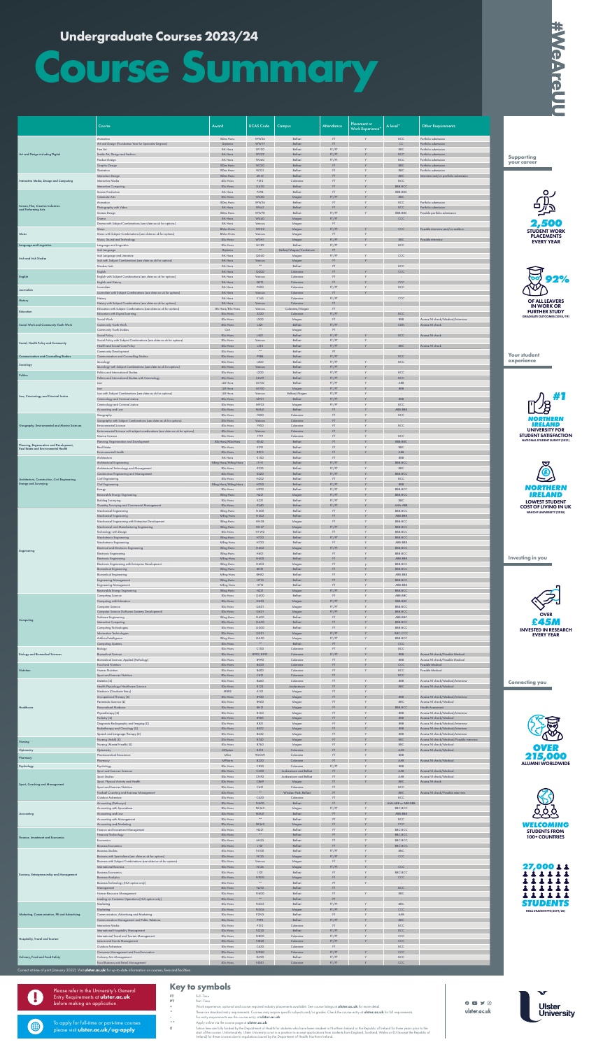# Undergraduate Courses 2023/24

# Course Summary

| | Course | Award | UCAS Code | Campus | Attendance | Placement or Work Experience* | A level* | Other Requirements |
|---|---|---|---|---|---|---|---|---|
| Art and Design including Digital | Animation | BDes Hons | W615 | Belfast | FT | Y | BCC | Portfolio submission |
| | Art and Design (Foundation Year for Specialist Degrees) | Diploma | W110 | Belfast | FT | | CC | Portfolio submission |
| | Fine Art | BA Hons | W100 | Belfast | FT/PT | Y | BBC | Portfolio submission |
| | Textile Art, Design and Fashion | BA Hons | W231 | Belfast | FT/PT | Y | BCC | Portfolio submission |
| | Product Design | BA Hons | W240 | Belfast | FT/PT | Y | BCC | Portfolio submission |
| | Graphic Design | BDes Hons | W210 | Belfast | FT | Y | BBC | Portfolio submission |
| | Illustration | BDes Hons | W221 | Belfast | FT | Y | BBC | Portfolio submission |
| | Interaction Design | BDes Hons | 2E13 | Belfast | FT | Y | BBC | Interview and/or portfolio submission |
| Interactive Media, Design and Computing | Interactive Media | BSc Hons | P316 | Coleraine | FT | Y | BCC | |
| | Interactive Computing | BSc Hons | G450 | Belfast | FT | Y | BBB-BCC | |
| Screen, Film, Creative Industries and Performing Arts | Screen Production | BA Hons | P3P4 | Belfast | FT | Y | BBB-BBC | |
| | Cinematic Arts | BSc Hons | W690 | Magee | FT/PT | Y | BBC | |
| | Animation | BDes Hons | W615 | Belfast | FT | Y | BCC | Portfolio submission |
| | Photography with Video | BA Hons | W641 | Belfast | FT | Y | BCC | Portfolio submission |
| | Games Design | BDes Hons | W2T0 | Belfast | FT/PT | Y | BBB-BBC | Possible portfolio submission |
| | Drama | BA Hons | W440 | Magee | FT/PT | | CCC | |
| | Drama with Subject Combinations (see ulster.ac.uk for options) | BA Hons | Various | Magee | FT | | | |
| Music | Music | BMus Hons | W302 | Magee | FT/PT | Y | CCC | Possible interview and/or audition |
| | Music with Subject Combinations (see ulster.ac.uk for options) | BA Hons | Various | Magee | FT | Y | | |
| | Music, Sound and Technology | BSc Hons | W390 | Magee | FT/PT | Y | BBC | Possible interview |
| Language and Linguistics | Language and Linguistics | BSc Hons | Q189 | Belfast | FT/PT | Y | BCC | |
| Irish and Irish Studies | Irish Language | Diploma | ** | Belfast/Magee/Coleraine | PT | | | |
| | Irish Language and Literature | BA Hons | Q560 | Magee | FT/PT | Y | CCC | |
| | Irish with Subject Combinations (see ulster.ac.uk for options) | BA Hons | Various | Magee | FT | Y | | |
| | Modern Irish | BA Hons | ** | Belfast | PT | | BCC | |
| English | English | BA Hons | Q300 | Coleraine | FT | Y | CCC | |
| | English with Subject Combinations (see ulster.ac.uk for options) | BA Hons | Various | Coleraine | FT | Y | | |
| | English and History | BA Hons | QV31 | Magee | FT | Y | CCC | |
| Journalism | Journalism | BA Hons | P500 | Coleraine | FT/PT | Y | BCC | |
| | Journalism with Subject Combinations (see ulster.ac.uk for options) | BA Hons | Various | Coleraine | FT | Y | | |
| History | History | BA Hons | V145 | Coleraine | FT/PT | | CCC | |
| | History with Subject Combinations (see ulster.ac.uk for options) | BA Hons | Various | Coleraine | | | | |
| Education | Education with Subject Combinations (see ulster.ac.uk for options) | BA Hons/BSc Hons | Various | Coleraine/Magee | FT | | | |
| | Education with Digital Learning | BSc Hons | X320 | Coleraine | FT/PT | | BCC | |
| Social Work and Community Youth Work | Social Work | BSc Hons | L500 | Magee | FT | | BBB | Access NI check/Medical/Interview |
| | Community Youth Work | BSc Hons | L520 | Belfast | FT/PT | | CDD | Access NI check |
| | Community Youth Studies | Cert | ** | Magee | PT | | | |
| Social, Health Policy and Community | Social Policy | BSc Hons | L431 | Belfast | FT/PT | Y | BCC | Access NI check |
| | Social Policy with Subject Combinations (see ulster.ac.uk for options) | BSc Hons | Various | Belfast | FT/PT | Y | | |
| | Health and Social Care Policy | BSc Hons | L510 | Belfast | FT/PT | Y | BBC | Access NI check |
| | Community Development | BSc Hons | ** | Belfast | PT | | | |
| Communication and Counselling Studies | Communication and Counselling Studies | BSc Hons | P984 | Belfast | FT/PT | | BCC | |
| Sociology | Sociology | BSc Hons | L300 | Coleraine | FT/PT | Y | BCC | |
| | Sociology with Subject Combinations (see ulster.ac.uk for options) | BSc Hons | Various | Belfast | FT/PT | Y | | |
| Politics | Politics and International Studies | BSc Hons | L200 | Belfast | FT/PT | Y | BCC | |
| | Politics and International Studies with Criminology | BSc Hons | L2M9 | Belfast | FT/PT | Y | BCC | |
| Law, Criminology and Criminal Justice | Law | LLB Hons | M100 | Belfast | FT/PT | Y | ABB | |
| | Law | LLB Hons | M100 | Magee | FT/PT | Y | BBB | |
| | Law with Subject Combinations (see ulster.ac.uk for options) | LLB Hons | Various | Belfast/Magee | FT/PT | Y | | |
| | Criminology and Criminal Justice | BSc Hons | M931 | Belfast | FT/PT | Y | BBB | |
| | Criminology and Criminal Justice | BSc Hons | M930 | Magee | FT/PT | Y | BCC | |
| | Accounting and Law | BSc Hons | NM41 | Belfast | FT | Y | ABB-BBB | |
| Geography, Environmental and Marine Sciences | Geography | BSc Hons | F800 | Coleraine | FT | Y | BCC | |
| | Geography with Subject Combinations (see ulster.ac.uk for options) | BSc Hons | Various | Coleraine | FT | Y | | |
| | Environmental Science | BSc Hons | F900 | Coleraine | FT/PT | Y | BCC | |
| | Environmental Science with subject combinations (see ulster.ac.uk for options) | BSc Hons | Various | Coleraine | FT | Y | | |
| | Marine Science | BSc Hons | F7F9 | Coleraine | FT | Y | BCC | |
| Planning, Regeneration and Development, Real Estate and Environmental Health | Planning, Regeneration and Development | BSc Hons/MSc Hons | K4K2 | Belfast | FT | Y | BBB-BBC | |
| | Real Estate | BSc Hons | K291 | Belfast | FT | Y | BBC | |
| | Environmental Health | BSc Hons | B910 | Belfast | FT | Y | ABB | |
| Architecture, Construction, Civil Engineering, Energy and Surveying | Architecture | BA Hons | K100 | Belfast | FT | Y | BBB | |
| | Architectural Engineering | BEng Hons/MEng Hons | H1K1 | Belfast | FT/PT | Y | BBB-BCC | |
| | Architectural Technology and Management | BSc Hons | K236 | Belfast | FT/PT | Y | BBC | |
| | Construction Engineering and Management | BSc Hons | K220 | Belfast | FT/PT | Y | BBB-BCC | |
| | Civil Engineering | BSc Hons | H200 | Belfast | FT | Y | BCC | |
| | Civil Engineering | BEng Hons/MEng Hons | H200 | Belfast | FT/PT | Y | BBB | |
| | Energy | BSc Hons | H220 | Belfast | FT | Y | BBB-BCC | |
| | Renewable Energy Engineering | BEng Hons | H221 | Magee | FT/PT | Y | BBB-BCC | |
| | Building Surveying | BSc Hons | K231 | Belfast | FT/PT | Y | BBC | |
| | Quantity Surveying and Commercial Management | BSc Hons | K240 | Belfast | FT/PT | Y | AAA-ABB | |
| Engineering | Mechanical Engineering | BEng Hons | H300 | Belfast | FT | Y | BBB-BCC | |
| | Mechanical Engineering | MEng Hons | H302 | Belfast | FT | Y | ABB-BBB | |
| | Mechanical Engineering with Enterprise Development | BEng Hons | HN31 | Magee | FT | Y | BBB-BCC | |
| | Mechanical and Manufacturing Engineering | BEng Hons | HH37 | Magee | FT/PT | Y | BBB-BCC | |
| | Technology with Design | BSc Hons | H1W2 | Belfast | FT | Y | BBB-BCC | |
| | Mechatronics Engineering | BEng Hons | H730 | Magee | FT/PT | Y | BBB-BCC | |
| | Mechatronics Engineering | MEng Hons | H732 | Belfast | FT | Y | ABB-BBB | |
| | Electrical and Electronic Engineering | BEng Hons | H602 | Magee | FT/PT | Y | BBB-BCC | |
| | Electronic Engineering | BEng Hons | H601 | Belfast | FT | Y | BBB-BCC | |
| | Electronic Engineering | MEng Hons | H603 | Belfast | FT | Y | ABB-BBB | |
| | Electronic Engineering with Enterprise Development | BEng Hons | H6N1 | Magee | FT | Y | BBB-BCC | |
| | Biomedical Engineering | BEng Hons | B891 | Belfast | FT | Y | BBB-BCC | |
| | Biomedical Engineering | MEng Hons | B892 | Belfast | FT | Y | ABB-BBB | |
| | Engineering Management | BEng Hons | H710 | Belfast | FT | Y | BBB-BCC | |
| | Engineering Management | MEng Hons | H712 | Belfast | FT | Y | ABB-BBB | |
| | Renewable Energy Engineering | BEng Hons | H221 | Magee | FT/PT | Y | BBB-BCC | |
| | Computing Science | BSc Hons | G400 | Belfast | FT | Y | ABB-BBC | |
| Computing | Computing with Education | BSc Hons | G4X1 | Magee | FT/PT | Y | BBB-BBC | |
| | Computer Science | BSc Hons | G401 | Magee | FT/PT | Y | BBB-BCC | |
| | Computer Science (Software Systems Development) | BSc Hons | G601 | Magee | FT/PT | Y | BBB-BCC | |
| | Software Engineering | BEng Hons | G600 | Belfast | FT | Y | ABB-BBC | |
| | Interactive Computing | BSc Hons | G450 | Belfast | FT | Y | BBB-BCC | |
| | Computing Technologies | BSc Hons | G500 | Belfast | FT | Y | BBB-BCC | |
| | Information Technologies | BSc Hons | G591 | Magee | FT/PT | Y | BBC-CCC | |
| | Artificial Intelligence | BEng Hons | G4G0 | Magee | FT/PT | Y | BBB-BCC | |
| | Computing Systems | BSc Hons | ** | Belfast | PT | | CCC | |
| Biology and Biomedical Sciences | Biology | BSc Hons | C100 | Coleraine | FT | Y | BCC | |
| | Biomedical Science | BSc Hons | B990, B991 | Coleraine | FT/PT | Y | BBB | Access NI check/Possible Medical |
| | Biomedical Science, Applied (Pathology) | BSc Hons | B990 | Coleraine | FT | Y | BBB | Access NI check/Possible Medical |
| | Food and Nutrition | BSc Hons | B4D6 | Coleraine | FT | Y | CCC | Possible Medical |
| Nutrition | Human Nutrition | BSc Hons | B400 | Coleraine | FT | Y | BCC | Possible Medical |
| | Sport and Exercise Nutrition | BSc Hons | C6B4 | Coleraine | FT | Y | BCC | |
| Healthcare | Dietetics (£) | BSc Hons | B460 | Coleraine | FT | Y | BBB | Access NI check/Medical/Interview |
| | Health Physiology/Healthcare Science | BSc Hons | B122 | Jordanstown | FT | Y | BBC | Access NI check/Medical |
| | Medicine (Graduate Entry) | MBBS | A101 | Magee | FT | | | |
| | Occupational Therapy (£) | BSc Hons | B930 | Magee | FT | Y | BBB | Access NI check/Medical/Interview |
| | Paramedic Science (£) | BSc Hons | B950 | Magee | FT | Y | BBC | Access NI check/Medical |
| | Personalised Medicine | BSc Hons | BH21 | Magee | FT | Y | BBB-BCC | Health Assessment |
| | Physiotherapy (£) | BSc Hons | B160 | Magee | FT | Y | BBB | Access NI check/Medical/Interview |
| | Podiatry (£) | BSc Hons | B985 | Magee | FT | Y | BBB | Access NI check/Medical |
| | Diagnostic Radiography and Imaging (£) | BSc Hons | B821 | Magee | FT | Y | BBB | Access NI check/Medical/Interview |
| | Radiotherapy and Oncology (£) | BSc Hons | B822 | Magee | FT | Y | BBB | Access NI check/Medical/Interview |
| | Speech and Language Therapy (£) | BSc Hons | B620 | Magee | FT | Y | BBB | Access NI check/Medical/Interview |
| Nursing | Nursing (Adult) (£) | BSc Hons | B740 | Magee | FT | Y | BBC | Access NI check/Medical/Possible interview |
| | Nursing (Mental Health) (£) | BSc Hons | B760 | Magee | FT | Y | BBC | Access NI check/Medical |
| Optometry | Optometry | MOptom | B510 | Coleraine | FT | Y | AAB | |
| Pharmacy | Pharmaceutical Bioscience | MSci | B2C7 | Coleraine | FT | Y | BBB | |
| | Pharmacy | MPharm | B230 | Coleraine | FT | Y | AAB | Access NI check |
| Psychology | Psychology | BSc Hons | C800 | Coleraine | FT/PT | Y | BBB | |
| Sport, Coaching and Management | Sport and Exercise Sciences | BSc Hons | C600 | Jordanstown and Belfast | FT | Y | AAB | Access NI check/Medical |
| | Sport Studies | BSc Hons | C9P2 | Jordanstown and Belfast | FT | Y | AAB | Access NI check/Medical |
| | Sport, Physical Activity and Health | BSc Hons | C8B9 | Magee | FT | Y | BBC | Access NI check |
| | Sport and Exercise Nutrition | BSc Hons | C6B4 | Coleraine | FT | | BCC | |
| | Football Coaching and Business Management | BSc Hons | ** | Windsor Park, Belfast | FT | Y | BBC | Access NI check/Possible interview |
| | Outdoor Adventure | BSc Hons | C620 | Coleraine | FT | | BCC | |
| Accounting | Accounting (Pathways) | BSc Hons | N400 | Belfast | FT | Y | AAA-ABB or ABB-BBB | |
| | Accounting with Specialisms | BSc Hons | NN43 | Magee | FT/PT | Y | BBC-BCC | |
| | Accounting and Law | BSc Hons | NM41 | Belfast | FT | Y | ABB-BBB | |
| | Accounting with Management | BSc Hons | ** | Belfast | PT | | BCC | |
| | Accounting and Marketing | BSc Hons | NN45 | Magee | FT | Y | CCC | |
| Finance, Investment and Economics | Finance and Investment Management | BSc Hons | N321 | Magee | FT | Y | BBC-BCC | |
| | Financial Technology | BSc Hons | ** | Belfast | FT | Y | BBC-BCC | |
| | Economics | BSc Hons | L1N3 | Belfast | FT | Y | BBC-BCC | |
| Business, Entrepreneurship and Management | Business Economics | BSc Hons | L1N1 | Belfast | FT | Y | BBC-BCC | |
| | Business Studies | BSc Hons | N100 | Belfast | FT/PT | Y | BBC | |
| | Business with Specialisms (see ulster.ac.uk for options) | BSc Hons | N1Z5 | Magee | FT/PT | Y | CCC | |
| | Business with Subject Combinations (see ulster.ac.uk for options) | BSc Hons | Various | Magee | FT | | | |
| | International Business | BSc Hons | N1Z6 | Magee | FT/PT | Y | CCC | |
| | Business Economics | BSc Hons | L101 | Belfast | FT | Y | BBC-BCC | |
| | Business Analytics | BSc Hons | N1G6 | Magee | FT/PT | Y | CCC | |
| | Business Technology (HLA option only) | BSc Hons | ** | Belfast | FT | Y | | |
| | Management | BSc Hons | N200 | Belfast | FT/PT | Y | BCC | |
| | Human Resource Management | BSc Hons | N600 | Belfast | FT | Y | BBC | |
| | Leading on Customer Operations (HLA option only) | BSc Hons | ** | Belfast | FT | | | |
| Marketing, Communication, PR and Advertising | Marketing | BSc Hons | N500 | Belfast | FT/PT | Y | BBC | |
| | Marketing | BSc Hons | N500 | Magee | FT/PT | Y | CCC | |
| | Communication, Advertising and Marketing | BSc Hons | P2N5 | Belfast | FT | Y | AAB | |
| | Communication Management and Public Relations | BSc Hons | P9P2 | Belfast | FT/PT | Y | BBC | |
| | Interactive Media | BSc Hons | P316 | Coleraine | FT | Y | BCC | |
| Hospitality, Travel and Tourism | International Hospitality Management | BSc Hons | N220 | Belfast | FT/PT | Y | BCC | |
| | International Travel and Tourism Management | BSc Hons | N800 | Coleraine | FT/PT | Y | CCC | |
| | Leisure and Events Management | BSc Hons | N820 | Coleraine | FT/PT | Y | CCC | |
| | Outdoor Adventure | BSc Hons | C620 | Coleraine | FT | | BCC | |
| Culinary, Food and Food Safety | Consumer Management and Food Innovation | BSc Hons | N590 | Coleraine | FT/PT | Y | CCC | |
| | Culinary Arts Management | BSc Hons | D690 | Belfast | FT/PT | Y | BCC | |
| | Food Business and Retail Management | BSc Hons | N501 | Coleraine | FT/PT | Y | CCC | |

Correct at time of print (January 2022). Visit ulster.ac.uk for up-to-date information on courses, fees and facilities.

#WeAreUU

**Supporting your career**

**2,500** STUDENT WORK PLACEMENTS EVERY YEAR

**92%** OF ALL LEAVERS IN WORK OR FURTHER STUDY
GRADUATE OUTCOMES (2018/19)

**Your student experience**

**#1 NORTHERN IRELAND** UNIVERSITY FOR STUDENT SATISFACTION
NATIONAL STUDENT SURVEY (2021)

**NORTHERN IRELAND** LOWEST STUDENT COST OF LIVING IN UK
WHICH? UNIVERSITY (2018)

**Investing in you**

**OVER £45M** INVESTED IN RESEARCH EVERY YEAR

**Connecting you**

**OVER 215,000** ALUMNI WORLDWIDE

**WELCOMING** STUDENTS FROM 100+ COUNTRIES

**27,000 STUDENTS**
HESA STUDENT FPE (2019/20)

Please refer to the University's General Entry Requirements at **ulster.ac.uk** before making an application.

To apply for full-time or part-time courses please visit **ulster.ac.uk/ug-apply**

## Key to symbols

FT Full-Time
PT Part-Time
\* Work experience, optional and course required industry placements available. See course listings at **ulster.ac.uk** for more detail.
\* These are standard entry requirements. Courses may require specific subjects and/or grades. Check the course entry at **ulster.ac.uk** for full requirements.
\- For entry requirements see the course entry at **ulster.ac.uk**
\*\* Apply online via the course page at **ulster.ac.uk**
£ Tuition fees are fully funded by the Department of Health for students who have been resident in Northern Ireland or the Republic of Ireland for three years prior to the start of the course. Unfortunately, Ulster University is not in a position to accept applications from students from England, Scotland, Wales or EU (except the Republic of Ireland) for these courses due to regulations issued by the Department of Health Northern Ireland.

ulster.ac.uk

Ulster University